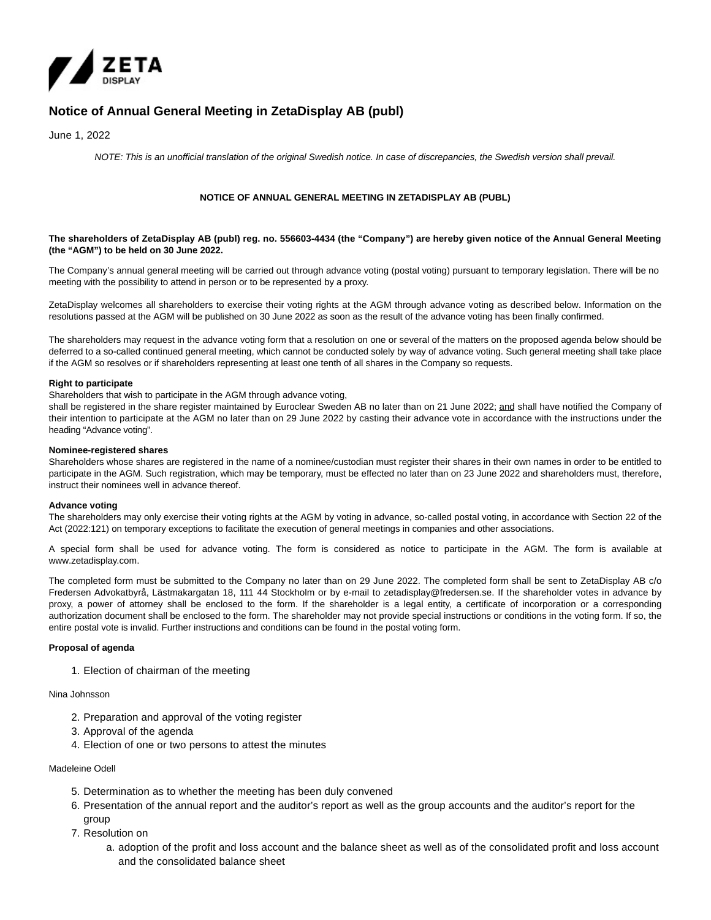# Notice of Annual General Meeting in ZetaDisplay AB (publ)

June 1, 2022

*NOTE: This is an unofficial translation of the original Swedish notice. In case of discrepancies, the Swedish version shall prevail.*

**NOTICE OF ANNUAL GENERAL MEETING IN ZETADISPLAY AB (PUBL)**

**The shareholders of ZetaDisplay AB (publ) reg. no. 556603-4434 (the "Company") are hereby given notice of the Annual General Meeting (the "AGM") to be held on 30 June 2022.**

The Company's annual general meeting will be carried out through advance voting (postal voting) pursuant to temporary legislation. There will be no meeting with the possibility to attend in person or to be represented by a proxy.

ZetaDisplay welcomes all shareholders to exercise their voting rights at the AGM through advance voting as described below. Information on the resolutions passed at the AGM will be published on 30 June 2022 as soon as the result of the advance voting has been finally confirmed.

The shareholders may request in the advance voting form that a resolution on one or several of the matters on the proposed agenda below should be deferred to a so-called continued general meeting, which cannot be conducted solely by way of advance voting. Such general meeting shall take place if the AGM so resolves or if shareholders representing at least one tenth of all shares in the Company so requests.

**Right to participate**

Shareholders that wish to participate in the AGM through advance voting,
shall be registered in the share register maintained by Euroclear Sweden AB no later than on 21 June 2022; and shall have notified the Company of their intention to participate at the AGM no later than on 29 June 2022 by casting their advance vote in accordance with the instructions under the heading "Advance voting".

**Nominee-registered shares**

Shareholders whose shares are registered in the name of a nominee/custodian must register their shares in their own names in order to be entitled to participate in the AGM. Such registration, which may be temporary, must be effected no later than on 23 June 2022 and shareholders must, therefore, instruct their nominees well in advance thereof.

**Advance voting**

The shareholders may only exercise their voting rights at the AGM by voting in advance, so-called postal voting, in accordance with Section 22 of the Act (2022:121) on temporary exceptions to facilitate the execution of general meetings in companies and other associations.

A special form shall be used for advance voting. The form is considered as notice to participate in the AGM. The form is available at www.zetadisplay.com.

The completed form must be submitted to the Company no later than on 29 June 2022. The completed form shall be sent to ZetaDisplay AB c/o Fredersen Advokatbyrå, Lästmakargatan 18, 111 44 Stockholm or by e-mail to zetadisplay@fredersen.se. If the shareholder votes in advance by proxy, a power of attorney shall be enclosed to the form. If the shareholder is a legal entity, a certificate of incorporation or a corresponding authorization document shall be enclosed to the form. The shareholder may not provide special instructions or conditions in the voting form. If so, the entire postal vote is invalid. Further instructions and conditions can be found in the postal voting form.

**Proposal of agenda**

1. Election of chairman of the meeting

Nina Johnsson

2. Preparation and approval of the voting register
3. Approval of the agenda
4. Election of one or two persons to attest the minutes

Madeleine Odell

5. Determination as to whether the meeting has been duly convened
6. Presentation of the annual report and the auditor's report as well as the group accounts and the auditor's report for the group
7. Resolution on
    a. adoption of the profit and loss account and the balance sheet as well as of the consolidated profit and loss account and the consolidated balance sheet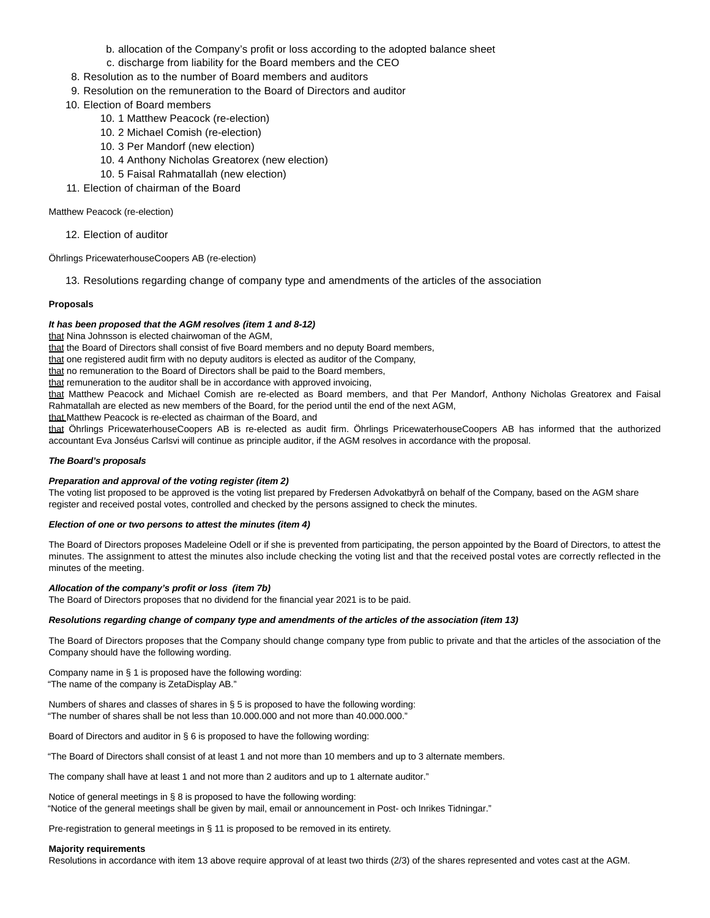b. allocation of the Company's profit or loss according to the adopted balance sheet
   c. discharge from liability for the Board members and the CEO
8. Resolution as to the number of Board members and auditors
9. Resolution on the remuneration to the Board of Directors and auditor
10. Election of Board members
    10. 1 Matthew Peacock (re-election)
    10. 2 Michael Comish (re-election)
    10. 3 Per Mandorf (new election)
    10. 4 Anthony Nicholas Greatorex (new election)
    10. 5 Faisal Rahmatallah (new election)
11. Election of chairman of the Board

Matthew Peacock (re-election)

12. Election of auditor

Öhrlings PricewaterhouseCoopers AB (re-election)

13. Resolutions regarding change of company type and amendments of the articles of the association

**Proposals**

***It has been proposed that the AGM resolves (item 1 and 8-12)***
that Nina Johnsson is elected chairwoman of the AGM,
that the Board of Directors shall consist of five Board members and no deputy Board members,
that one registered audit firm with no deputy auditors is elected as auditor of the Company,
that no remuneration to the Board of Directors shall be paid to the Board members,
that remuneration to the auditor shall be in accordance with approved invoicing,
that Matthew Peacock and Michael Comish are re-elected as Board members, and that Per Mandorf, Anthony Nicholas Greatorex and Faisal Rahmatallah are elected as new members of the Board, for the period until the end of the next AGM,
that Matthew Peacock is re-elected as chairman of the Board, and
that Öhrlings PricewaterhouseCoopers AB is re-elected as audit firm. Öhrlings PricewaterhouseCoopers AB has informed that the authorized accountant Eva Jonséus Carlsvi will continue as principle auditor, if the AGM resolves in accordance with the proposal.

***The Board's proposals***

***Preparation and approval of the voting register (item 2)***
The voting list proposed to be approved is the voting list prepared by Fredersen Advokatbyrå on behalf of the Company, based on the AGM share register and received postal votes, controlled and checked by the persons assigned to check the minutes.

***Election of one or two persons to attest the minutes (item 4)***

The Board of Directors proposes Madeleine Odell or if she is prevented from participating, the person appointed by the Board of Directors, to attest the minutes. The assignment to attest the minutes also include checking the voting list and that the received postal votes are correctly reflected in the minutes of the meeting.

***Allocation of the company's profit or loss (item 7b)***
The Board of Directors proposes that no dividend for the financial year 2021 is to be paid.

***Resolutions regarding change of company type and amendments of the articles of the association (item 13)***

The Board of Directors proposes that the Company should change company type from public to private and that the articles of the association of the Company should have the following wording.

Company name in § 1 is proposed have the following wording:
"The name of the company is ZetaDisplay AB."

Numbers of shares and classes of shares in § 5 is proposed to have the following wording:
"The number of shares shall be not less than 10.000.000 and not more than 40.000.000."

Board of Directors and auditor in § 6 is proposed to have the following wording:

"The Board of Directors shall consist of at least 1 and not more than 10 members and up to 3 alternate members.

The company shall have at least 1 and not more than 2 auditors and up to 1 alternate auditor."

Notice of general meetings in § 8 is proposed to have the following wording:
"Notice of the general meetings shall be given by mail, email or announcement in Post- och Inrikes Tidningar."

Pre-registration to general meetings in § 11 is proposed to be removed in its entirety.

**Majority requirements**
Resolutions in accordance with item 13 above require approval of at least two thirds (2/3) of the shares represented and votes cast at the AGM.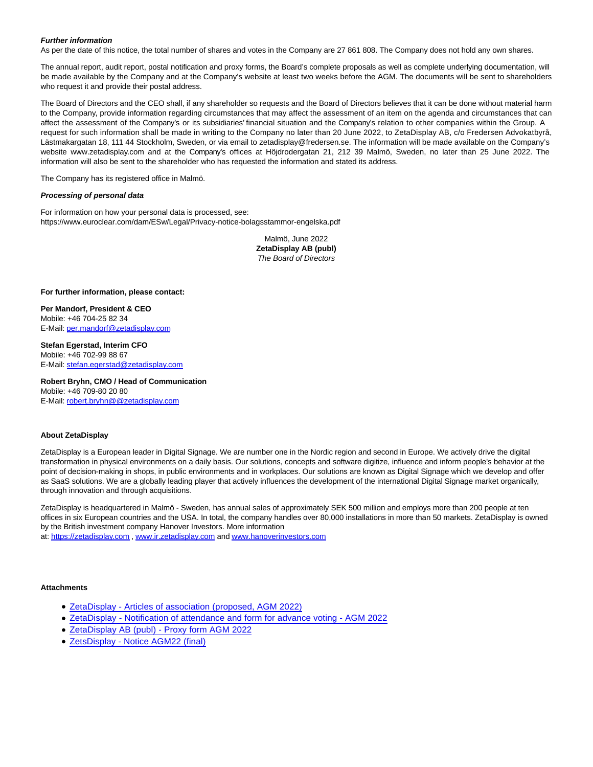***Further information***

As per the date of this notice, the total number of shares and votes in the Company are 27 861 808. The Company does not hold any own shares.

The annual report, audit report, postal notification and proxy forms, the Board's complete proposals as well as complete underlying documentation, will be made available by the Company and at the Company's website at least two weeks before the AGM. The documents will be sent to shareholders who request it and provide their postal address.

The Board of Directors and the CEO shall, if any shareholder so requests and the Board of Directors believes that it can be done without material harm to the Company, provide information regarding circumstances that may affect the assessment of an item on the agenda and circumstances that can affect the assessment of the Company's or its subsidiaries' financial situation and the Company's relation to other companies within the Group. A request for such information shall be made in writing to the Company no later than 20 June 2022, to ZetaDisplay AB, c/o Fredersen Advokatbyrå, Lästmakargatan 18, 111 44 Stockholm, Sweden, or via email to zetadisplay@fredersen.se. The information will be made available on the Company's website www.zetadisplay.com and at the Company's offices at Höjdrodergatan 21, 212 39 Malmö, Sweden, no later than 25 June 2022. The information will also be sent to the shareholder who has requested the information and stated its address.

The Company has its registered office in Malmö.

***Processing of personal data***

For information on how your personal data is processed, see:
https://www.euroclear.com/dam/ESw/Legal/Privacy-notice-bolagsstammor-engelska.pdf

Malmö, June 2022
**ZetaDisplay AB (publ)**
*The Board of Directors*

**For further information, please contact:**

**Per Mandorf, President & CEO**
Mobile: +46 704-25 82 34
E-Mail: per.mandorf@zetadisplay.com

**Stefan Egerstad, Interim CFO**
Mobile: +46 702-99 88 67
E-Mail: stefan.egerstad@zetadisplay.com

**Robert Bryhn, CMO / Head of Communication**
Mobile: +46 709-80 20 80
E-Mail: robert.bryhn@@zetadisplay.com

**About ZetaDisplay**

ZetaDisplay is a European leader in Digital Signage. We are number one in the Nordic region and second in Europe. We actively drive the digital transformation in physical environments on a daily basis. Our solutions, concepts and software digitize, influence and inform people's behavior at the point of decision-making in shops, in public environments and in workplaces. Our solutions are known as Digital Signage which we develop and offer as SaaS solutions. We are a globally leading player that actively influences the development of the international Digital Signage market organically, through innovation and through acquisitions.

ZetaDisplay is headquartered in Malmö - Sweden, has annual sales of approximately SEK 500 million and employs more than 200 people at ten offices in six European countries and the USA. In total, the company handles over 80,000 installations in more than 50 markets. ZetaDisplay is owned by the British investment company Hanover Investors. More information at: https://zetadisplay.com , www.ir.zetadisplay.com and www.hanoverinvestors.com

**Attachments**

- ZetaDisplay - Articles of association (proposed, AGM 2022)
- ZetaDisplay - Notification of attendance and form for advance voting - AGM 2022
- ZetaDisplay AB (publ) - Proxy form AGM 2022
- ZetsDisplay - Notice AGM22 (final)